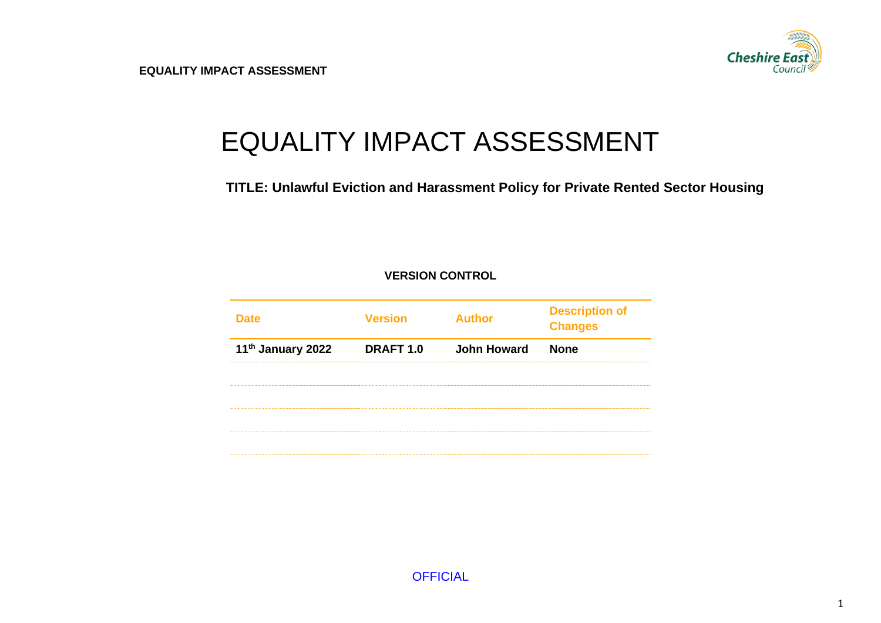# EQUALITY IMPACT ASSESSMENT

**TITLE: Unlawful Eviction and Harassment Policy for Private Rented Sector Housing**

**VERSION CONTROL**

| Date | Version | Author | Description of Changes |
|---|---|---|---|
| 11th January 2022 | DRAFT 1.0 | John Howard | None |
| | | | |
| | | | |
| | | | |
| | | | |

OFFICIAL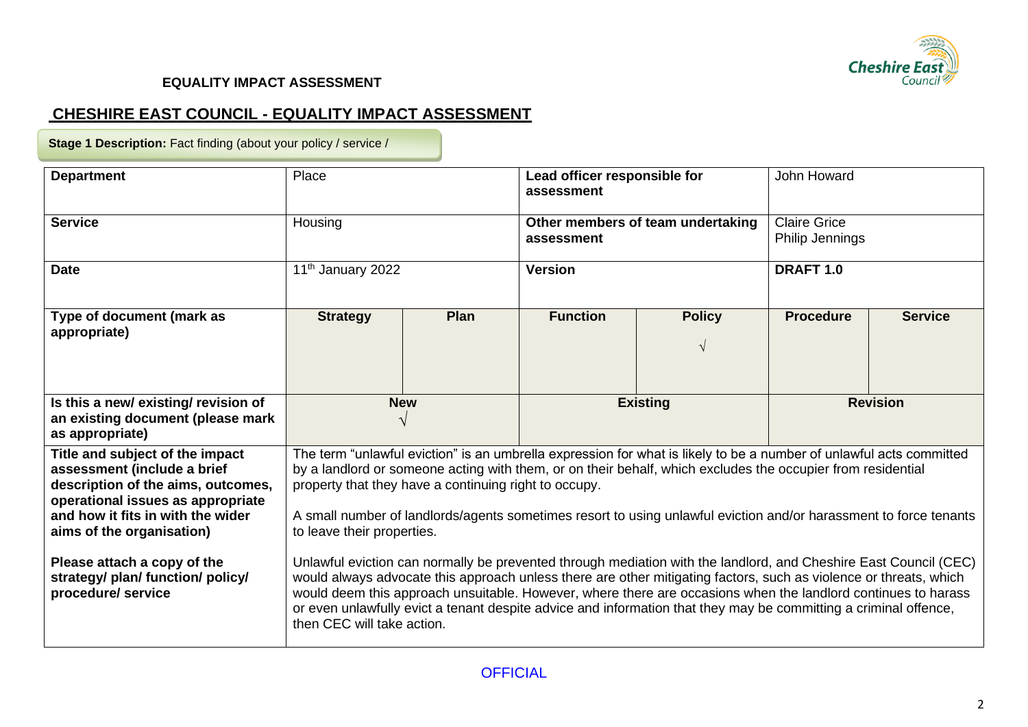**EQUALITY IMPACT ASSESSMENT**

## CHESHIRE EAST COUNCIL - EQUALITY IMPACT ASSESSMENT

**Stage 1 Description:** Fact finding (about your policy / service /

| **Department** | Place | | **Lead officer responsible for assessment** | | John Howard | |
|---|---|---|---|---|---|---|
| **Service** | Housing | | **Other members of team undertaking assessment** | | Claire Grice<br>Philip Jennings | |
| **Date** | 11th January 2022 | | **Version** | | **DRAFT 1.0** | |
| **Type of document (mark as appropriate)** | **Strategy** | **Plan** | **Function** | **Policy**<br>√ | **Procedure** | **Service** |
| **Is this a new/ existing/ revision of an existing document (please mark as appropriate)** | **New**<br>√ | | **Existing** | | **Revision** | |
| **Title and subject of the impact assessment (include a brief description of the aims, outcomes, operational issues as appropriate and how it fits in with the wider aims of the organisation)**<br><br>**Please attach a copy of the strategy/ plan/ function/ policy/ procedure/ service** | The term "unlawful eviction" is an umbrella expression for what is likely to be a number of unlawful acts committed by a landlord or someone acting with them, or on their behalf, which excludes the occupier from residential property that they have a continuing right to occupy.<br><br>A small number of landlords/agents sometimes resort to using unlawful eviction and/or harassment to force tenants to leave their properties.<br><br>Unlawful eviction can normally be prevented through mediation with the landlord, and Cheshire East Council (CEC) would always advocate this approach unless there are other mitigating factors, such as violence or threats, which would deem this approach unsuitable. However, where there are occasions when the landlord continues to harass or even unlawfully evict a tenant despite advice and information that they may be committing a criminal offence, then CEC will take action. | | | | | |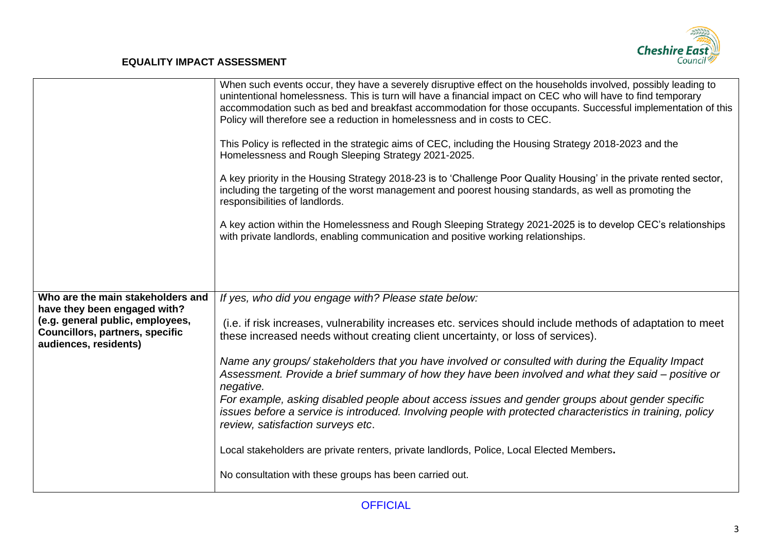**EQUALITY IMPACT ASSESSMENT**

| | |
|---|---|
| | When such events occur, they have a severely disruptive effect on the households involved, possibly leading to unintentional homelessness. This is turn will have a financial impact on CEC who will have to find temporary accommodation such as bed and breakfast accommodation for those occupants. Successful implementation of this Policy will therefore see a reduction in homelessness and in costs to CEC.<br><br>This Policy is reflected in the strategic aims of CEC, including the Housing Strategy 2018-2023 and the Homelessness and Rough Sleeping Strategy 2021-2025.<br><br>A key priority in the Housing Strategy 2018-23 is to 'Challenge Poor Quality Housing' in the private rented sector, including the targeting of the worst management and poorest housing standards, as well as promoting the responsibilities of landlords.<br><br>A key action within the Homelessness and Rough Sleeping Strategy 2021-2025 is to develop CEC's relationships with private landlords, enabling communication and positive working relationships. |
| **Who are the main stakeholders and have they been engaged with? (e.g. general public, employees, Councillors, partners, specific audiences, residents)** | *If yes, who did you engage with? Please state below:*<br><br>(i.e. if risk increases, vulnerability increases etc. services should include methods of adaptation to meet these increased needs without creating client uncertainty, or loss of services).<br><br>*Name any groups/ stakeholders that you have involved or consulted with during the Equality Impact Assessment. Provide a brief summary of how they have been involved and what they said – positive or negative.*<br>*For example, asking disabled people about access issues and gender groups about gender specific issues before a service is introduced. Involving people with protected characteristics in training, policy review, satisfaction surveys etc*.<br><br>Local stakeholders are private renters, private landlords, Police, Local Elected Members**.**<br><br>No consultation with these groups has been carried out. |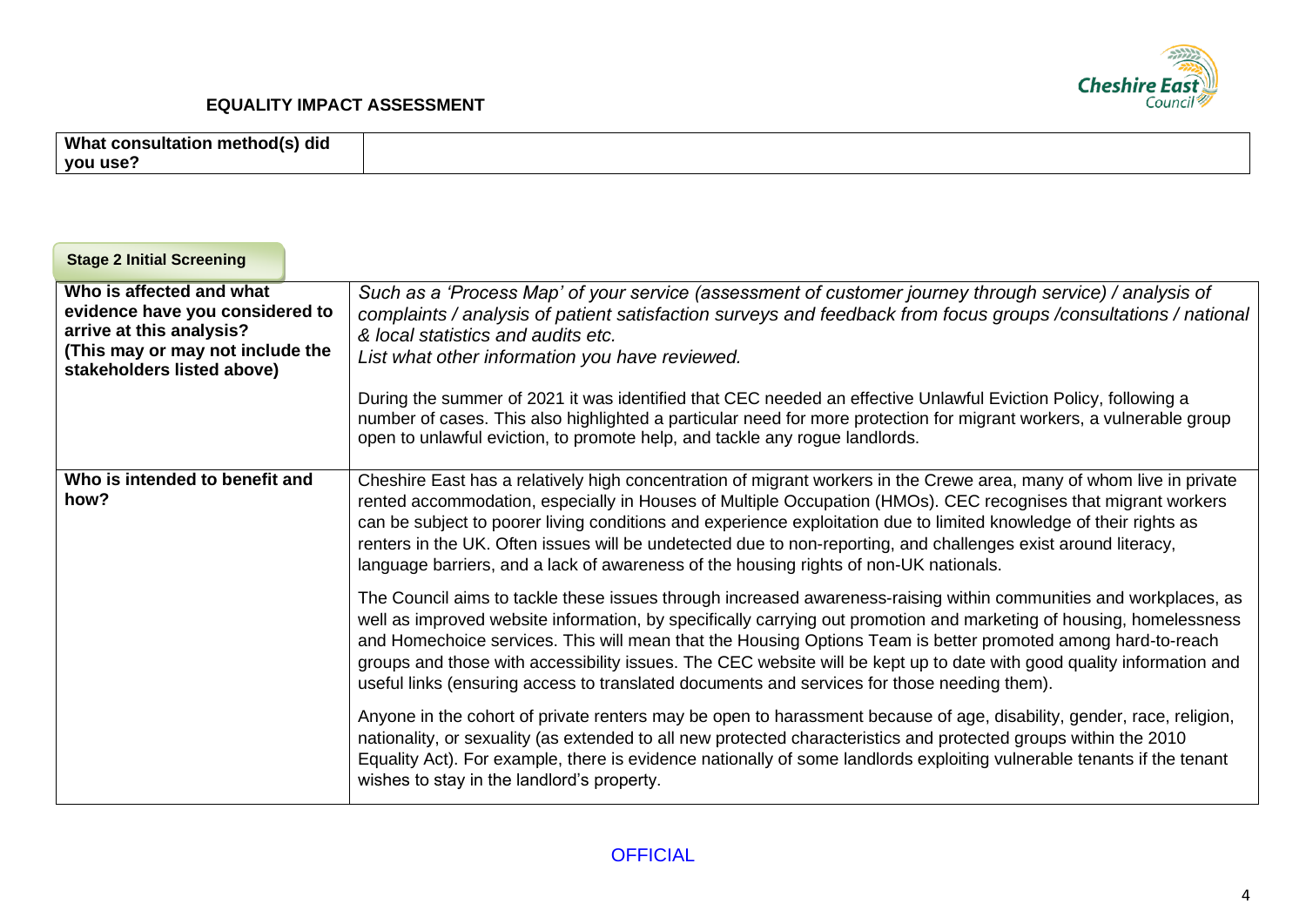**EQUALITY IMPACT ASSESSMENT**

| What consultation method(s) did you use? | |
|---|---|

**Stage 2 Initial Screening**

| | |
|---|---|
| **Who is affected and what evidence have you considered to arrive at this analysis? (This may or may not include the stakeholders listed above)** | *Such as a 'Process Map' of your service (assessment of customer journey through service) / analysis of complaints / analysis of patient satisfaction surveys and feedback from focus groups /consultations / national & local statistics and audits etc.*<br>*List what other information you have reviewed.*<br><br>During the summer of 2021 it was identified that CEC needed an effective Unlawful Eviction Policy, following a number of cases. This also highlighted a particular need for more protection for migrant workers, a vulnerable group open to unlawful eviction, to promote help, and tackle any rogue landlords. |
| **Who is intended to benefit and how?** | Cheshire East has a relatively high concentration of migrant workers in the Crewe area, many of whom live in private rented accommodation, especially in Houses of Multiple Occupation (HMOs). CEC recognises that migrant workers can be subject to poorer living conditions and experience exploitation due to limited knowledge of their rights as renters in the UK. Often issues will be undetected due to non-reporting, and challenges exist around literacy, language barriers, and a lack of awareness of the housing rights of non-UK nationals.<br><br>The Council aims to tackle these issues through increased awareness-raising within communities and workplaces, as well as improved website information, by specifically carrying out promotion and marketing of housing, homelessness and Homechoice services. This will mean that the Housing Options Team is better promoted among hard-to-reach groups and those with accessibility issues. The CEC website will be kept up to date with good quality information and useful links (ensuring access to translated documents and services for those needing them).<br><br>Anyone in the cohort of private renters may be open to harassment because of age, disability, gender, race, religion, nationality, or sexuality (as extended to all new protected characteristics and protected groups within the 2010 Equality Act). For example, there is evidence nationally of some landlords exploiting vulnerable tenants if the tenant wishes to stay in the landlord's property. |

OFFICIAL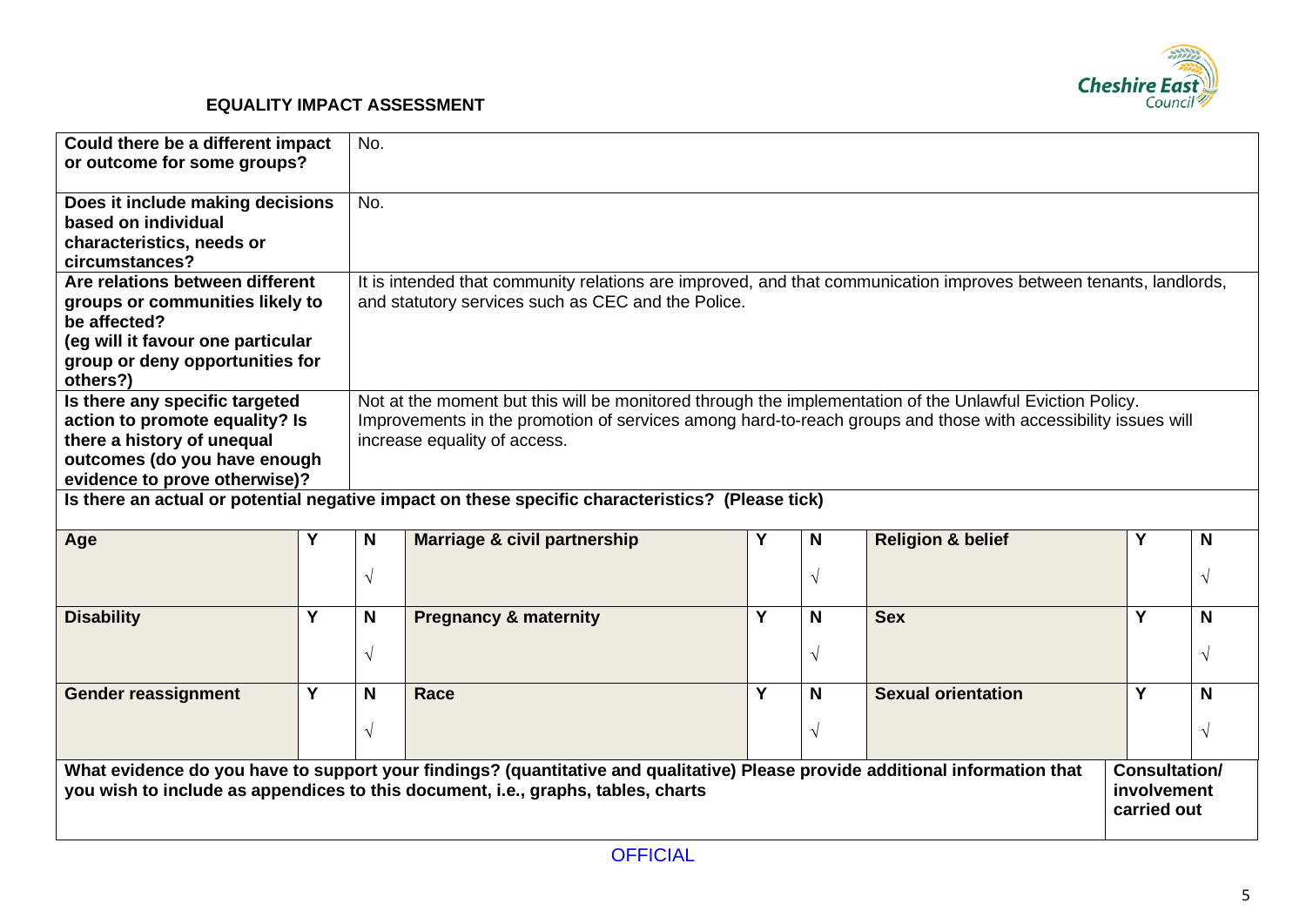## EQUALITY IMPACT ASSESSMENT

| | |
|---|---|
| **Could there be a different impact or outcome for some groups?** | No. |
| **Does it include making decisions based on individual characteristics, needs or circumstances?** | No. |
| **Are relations between different groups or communities likely to be affected? (eg will it favour one particular group or deny opportunities for others?)** | It is intended that community relations are improved, and that communication improves between tenants, landlords, and statutory services such as CEC and the Police. |
| **Is there any specific targeted action to promote equality? Is there a history of unequal outcomes (do you have enough evidence to prove otherwise)?** | Not at the moment but this will be monitored through the implementation of the Unlawful Eviction Policy. Improvements in the promotion of services among hard-to-reach groups and those with accessibility issues will increase equality of access. |

**Is there an actual or potential negative impact on these specific characteristics? (Please tick)**

| | Y | N | | Y | N | | Y | N |
|---|---|---|---|---|---|---|---|---|
| **Age** | | √ | **Marriage & civil partnership** | | √ | **Religion & belief** | | √ |
| **Disability** | | √ | **Pregnancy & maternity** | | √ | **Sex** | | √ |
| **Gender reassignment** | | √ | **Race** | | √ | **Sexual orientation** | | √ |

| **What evidence do you have to support your findings? (quantitative and qualitative) Please provide additional information that you wish to include as appendices to this document, i.e., graphs, tables, charts** | **Consultation/ involvement carried out** |
|---|---|

OFFICIAL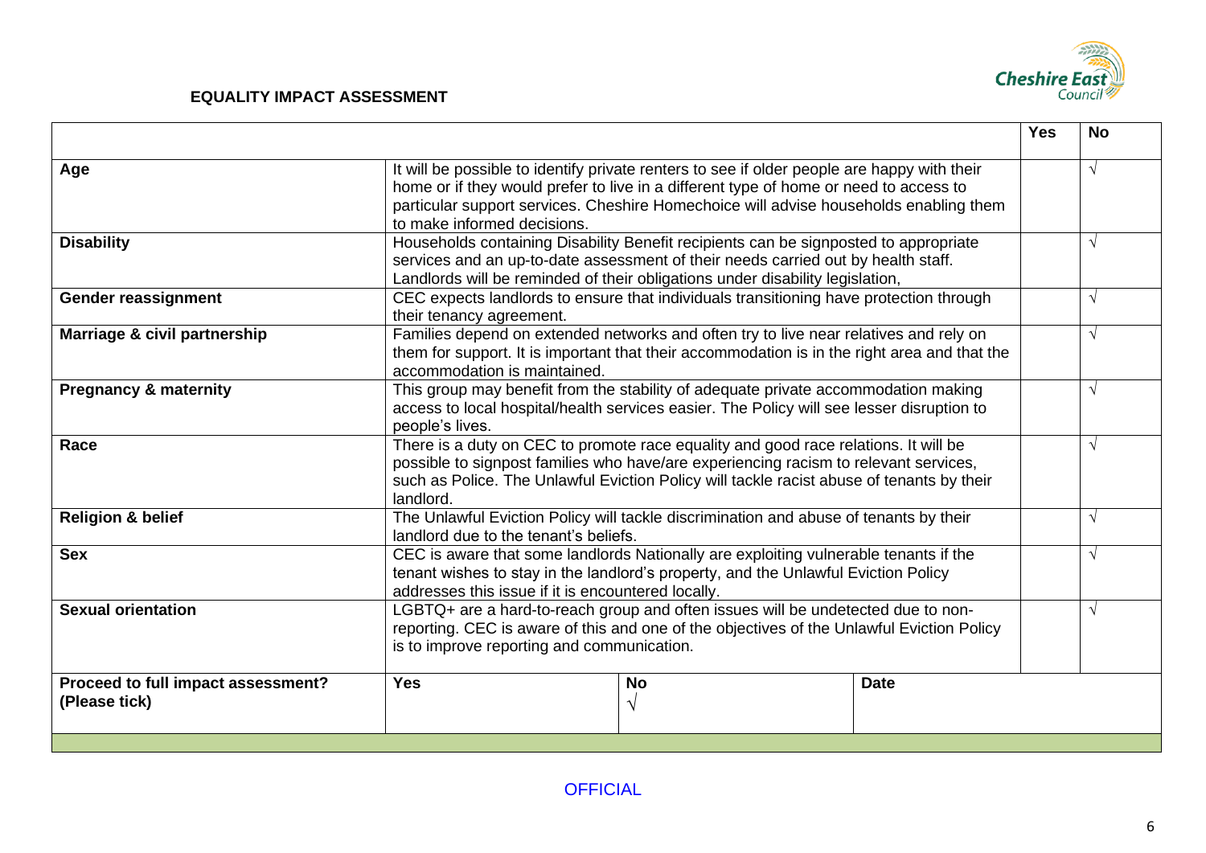**EQUALITY IMPACT ASSESSMENT**

| | | Yes | No |
|---|---|---|---|
| **Age** | It will be possible to identify private renters to see if older people are happy with their home or if they would prefer to live in a different type of home or need to access to particular support services. Cheshire Homechoice will advise households enabling them to make informed decisions. | | √ |
| **Disability** | Households containing Disability Benefit recipients can be signposted to appropriate services and an up-to-date assessment of their needs carried out by health staff. Landlords will be reminded of their obligations under disability legislation, | | √ |
| **Gender reassignment** | CEC expects landlords to ensure that individuals transitioning have protection through their tenancy agreement. | | √ |
| **Marriage & civil partnership** | Families depend on extended networks and often try to live near relatives and rely on them for support. It is important that their accommodation is in the right area and that the accommodation is maintained. | | √ |
| **Pregnancy & maternity** | This group may benefit from the stability of adequate private accommodation making access to local hospital/health services easier. The Policy will see lesser disruption to people's lives. | | √ |
| **Race** | There is a duty on CEC to promote race equality and good race relations. It will be possible to signpost families who have/are experiencing racism to relevant services, such as Police. The Unlawful Eviction Policy will tackle racist abuse of tenants by their landlord. | | √ |
| **Religion & belief** | The Unlawful Eviction Policy will tackle discrimination and abuse of tenants by their landlord due to the tenant's beliefs. | | √ |
| **Sex** | CEC is aware that some landlords Nationally are exploiting vulnerable tenants if the tenant wishes to stay in the landlord's property, and the Unlawful Eviction Policy addresses this issue if it is encountered locally. | | √ |
| **Sexual orientation** | LGBTQ+ are a hard-to-reach group and often issues will be undetected due to non-reporting. CEC is aware of this and one of the objectives of the Unlawful Eviction Policy is to improve reporting and communication. | | √ |

| **Proceed to full impact assessment? (Please tick)** | **Yes** | **No** √ | **Date** |
|---|---|---|---|

OFFICIAL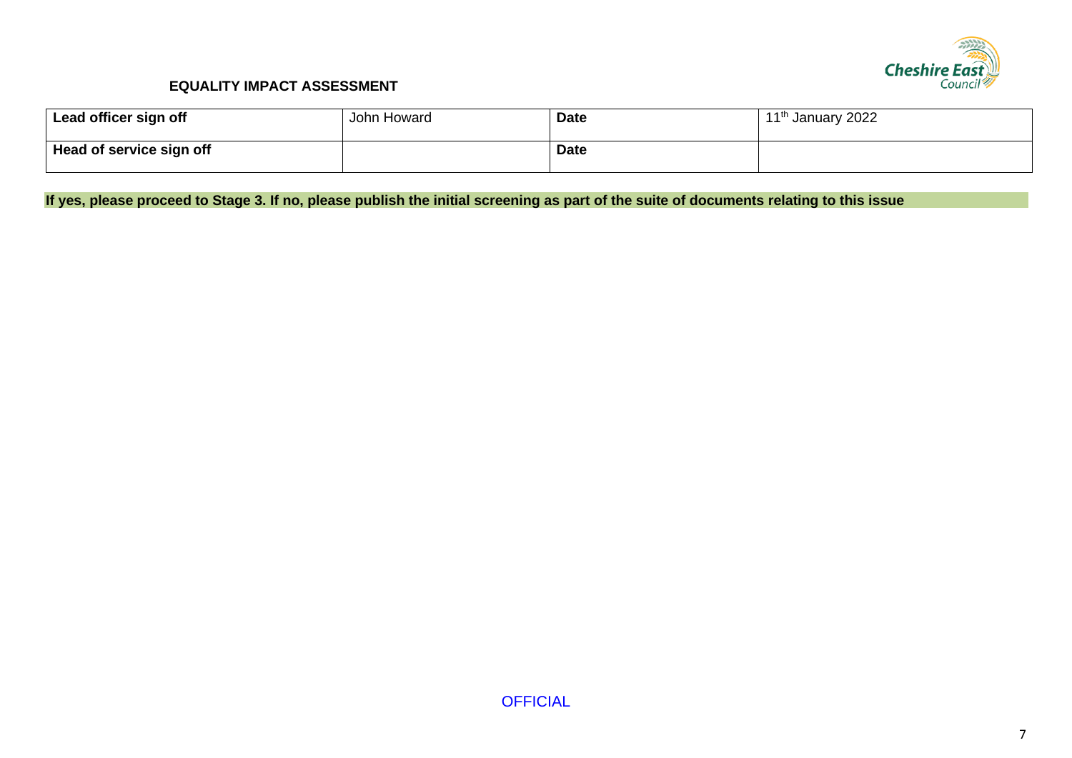**EQUALITY IMPACT ASSESSMENT**

| **Lead officer sign off** | John Howard | **Date** | 11th January 2022 |
|---|---|---|---|
| **Head of service sign off** | | **Date** | |

**If yes, please proceed to Stage 3. If no, please publish the initial screening as part of the suite of documents relating to this issue**

OFFICIAL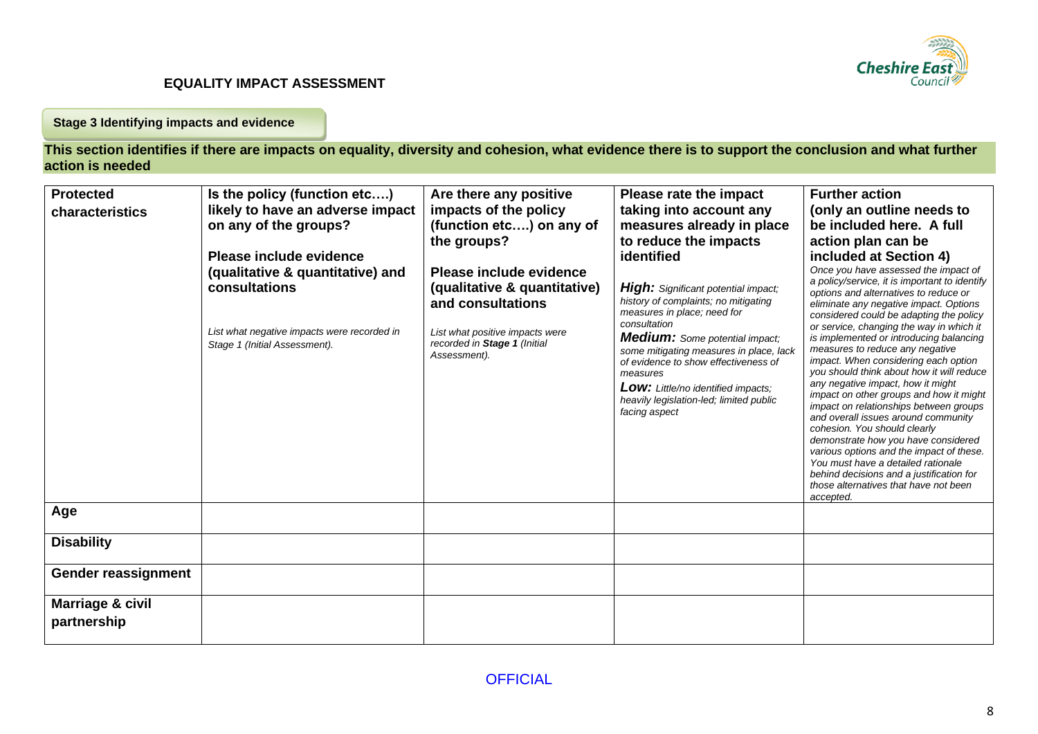# EQUALITY IMPACT ASSESSMENT

**Stage 3 Identifying impacts and evidence**

**This section identifies if there are impacts on equality, diversity and cohesion, what evidence there is to support the conclusion and what further action is needed**

| **Protected characteristics** | **Is the policy (function etc….) likely to have an adverse impact on any of the groups?** <br><br> **Please include evidence (qualitative & quantitative) and consultations** <br><br> *List what negative impacts were recorded in Stage 1 (Initial Assessment).* | **Are there any positive impacts of the policy (function etc….) on any of the groups?** <br><br> **Please include evidence (qualitative & quantitative) and consultations** <br><br> *List what positive impacts were recorded in **Stage 1** (Initial Assessment).* | **Please rate the impact taking into account any measures already in place to reduce the impacts identified** <br><br> ***High:** Significant potential impact; history of complaints; no mitigating measures in place; need for consultation* <br> ***Medium:** Some potential impact; some mitigating measures in place, lack of evidence to show effectiveness of measures* <br> ***Low:** Little/no identified impacts; heavily legislation-led; limited public facing aspect* | **Further action (only an outline needs to be included here. A full action plan can be included at Section 4)** <br> *Once you have assessed the impact of a policy/service, it is important to identify options and alternatives to reduce or eliminate any negative impact. Options considered could be adapting the policy or service, changing the way in which it is implemented or introducing balancing measures to reduce any negative impact. When considering each option you should think about how it will reduce any negative impact, how it might impact on other groups and how it might impact on relationships between groups and overall issues around community cohesion. You should clearly demonstrate how you have considered various options and the impact of these. You must have a detailed rationale behind decisions and a justification for those alternatives that have not been accepted.* |
|---|---|---|---|---|
| **Age** | | | | |
| **Disability** | | | | |
| **Gender reassignment** | | | | |
| **Marriage & civil partnership** | | | | |

OFFICIAL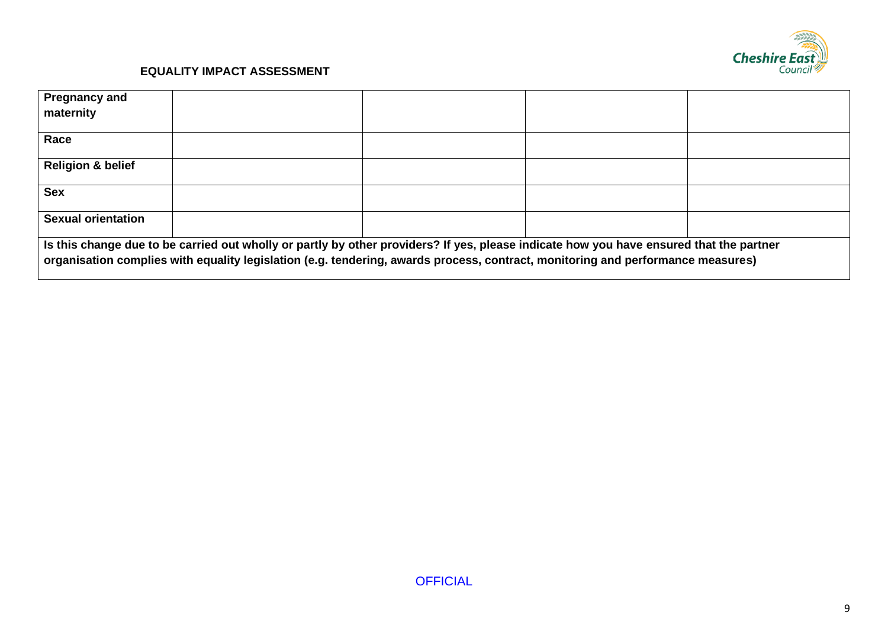**EQUALITY IMPACT ASSESSMENT**

| | | | | |
|---|---|---|---|---|
| **Pregnancy and maternity** | | | | |
| **Race** | | | | |
| **Religion & belief** | | | | |
| **Sex** | | | | |
| **Sexual orientation** | | | | |
| **Is this change due to be carried out wholly or partly by other providers? If yes, please indicate how you have ensured that the partner organisation complies with equality legislation (e.g. tendering, awards process, contract, monitoring and performance measures)** | | | | |

OFFICIAL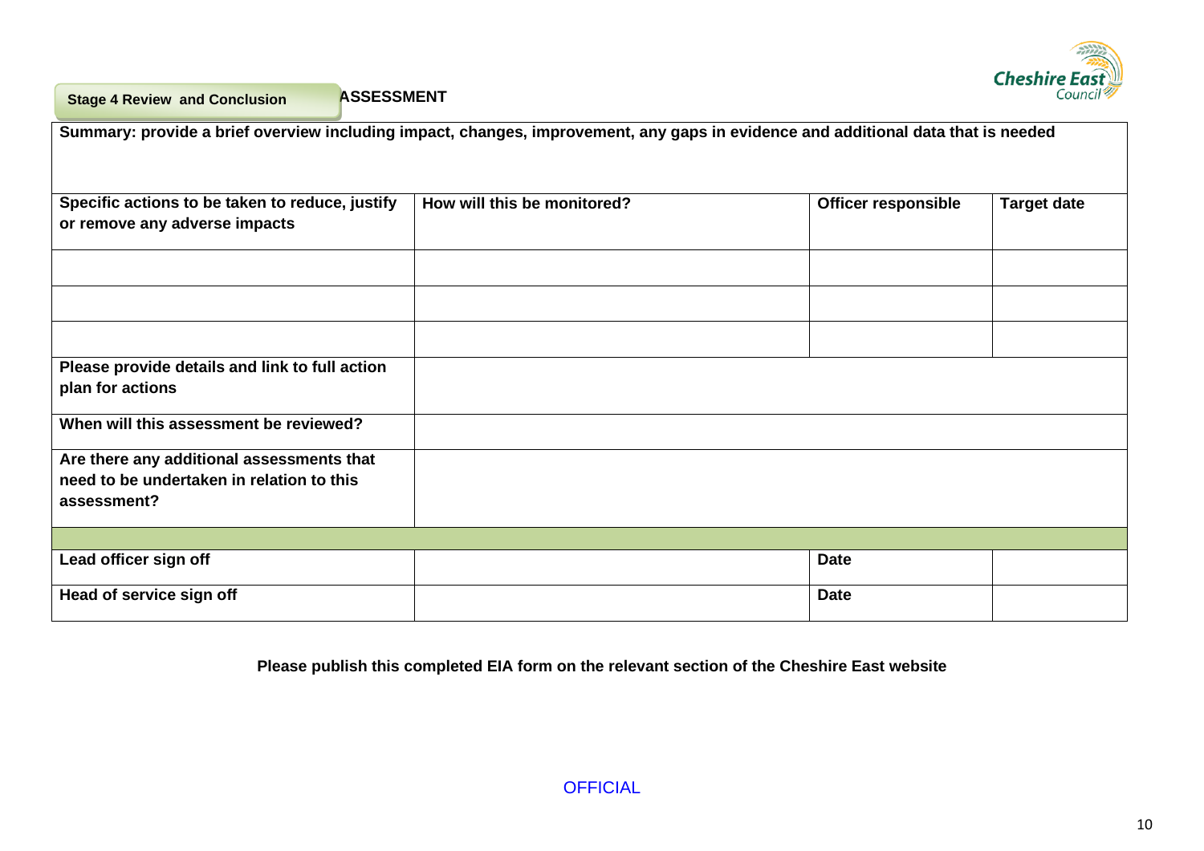**Stage 4 Review and Conclusion** **ASSESSMENT**

| | | | |
|---|---|---|---|
| **Summary: provide a brief overview including impact, changes, improvement, any gaps in evidence and additional data that is needed** | | | |
| **Specific actions to be taken to reduce, justify or remove any adverse impacts** | **How will this be monitored?** | **Officer responsible** | **Target date** |
| | | | |
| | | | |
| | | | |
| **Please provide details and link to full action plan for actions** | | | |
| **When will this assessment be reviewed?** | | | |
| **Are there any additional assessments that need to be undertaken in relation to this assessment?** | | | |
| | | | |
| **Lead officer sign off** | | **Date** | |
| **Head of service sign off** | | **Date** | |

**Please publish this completed EIA form on the relevant section of the Cheshire East website**

OFFICIAL